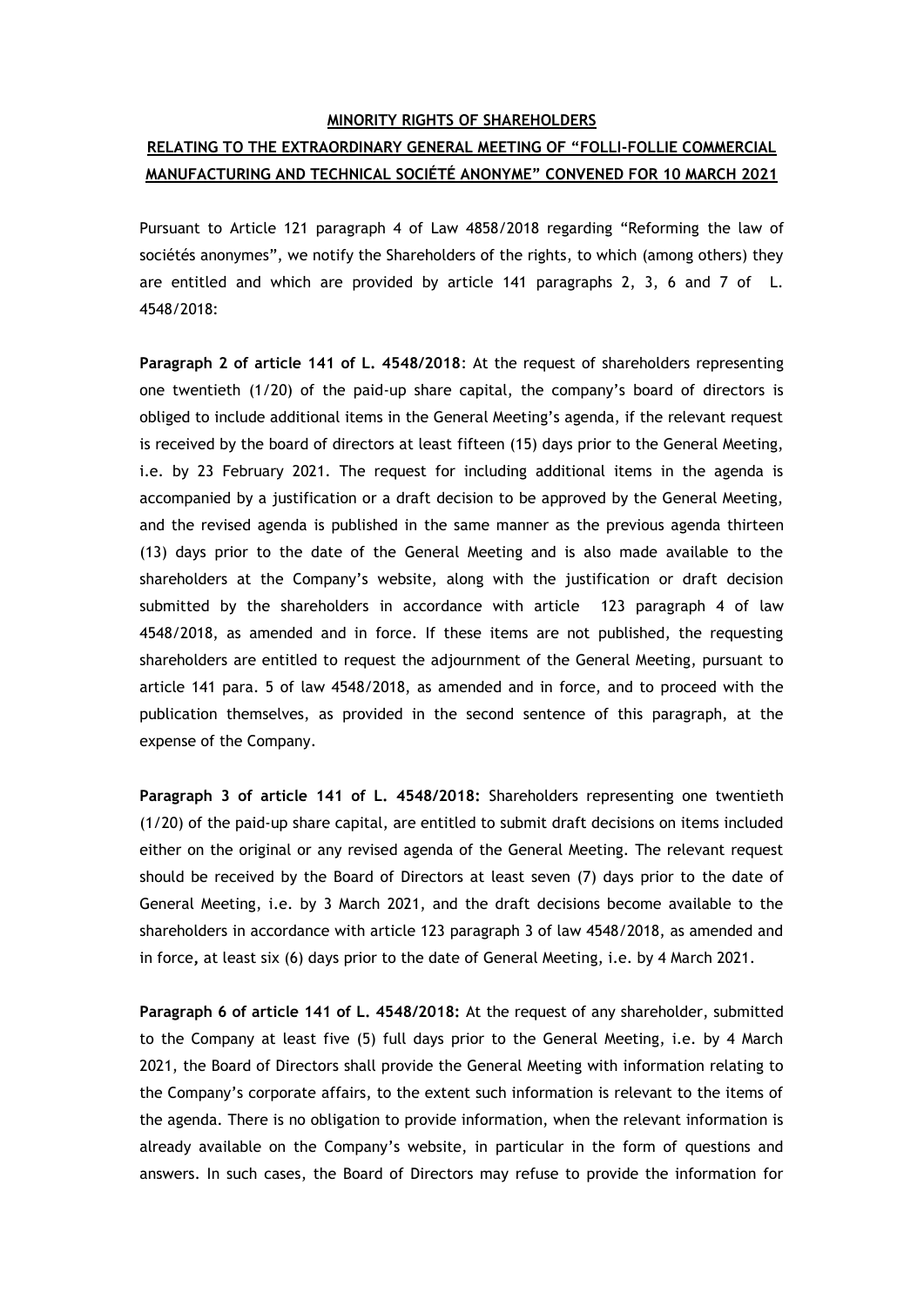**MINORITY RIGHTS OF SHAREHOLDERS**

**RELATING TO THE EXTRAORDINARY GENERAL MEETING OF "FOLLI-FOLLIE COMMERCIAL MANUFACTURING AND TECHNICAL SOCIÉTÉ ANONYME" CONVENED FOR 10 MARCH 2021**

Pursuant to Article 121 paragraph 4 of Law 4858/2018 regarding "Reforming the law of sociétés anonymes", we notify the Shareholders of the rights, to which (among others) they are entitled and which are provided by article 141 paragraphs 2, 3, 6 and 7 of L. 4548/2018:

**Paragraph 2 of article 141 of L. 4548/2018**: At the request of shareholders representing one twentieth (1/20) of the paid-up share capital, the company's board of directors is obliged to include additional items in the General Meeting's agenda, if the relevant request is received by the board of directors at least fifteen (15) days prior to the General Meeting, i.e. by 23 February 2021. The request for including additional items in the agenda is accompanied by a justification or a draft decision to be approved by the General Meeting, and the revised agenda is published in the same manner as the previous agenda thirteen (13) days prior to the date of the General Meeting and is also made available to the shareholders at the Company's website, along with the justification or draft decision submitted by the shareholders in accordance with article 123 paragraph 4 of law 4548/2018, as amended and in force. If these items are not published, the requesting shareholders are entitled to request the adjournment of the General Meeting, pursuant to article 141 para. 5 of law 4548/2018, as amended and in force, and to proceed with the publication themselves, as provided in the second sentence of this paragraph, at the expense of the Company.

**Paragraph 3 of article 141 of L. 4548/2018:** Shareholders representing one twentieth (1/20) of the paid-up share capital, are entitled to submit draft decisions on items included either on the original or any revised agenda of the General Meeting. The relevant request should be received by the Board of Directors at least seven (7) days prior to the date of General Meeting, i.e. by 3 March 2021, and the draft decisions become available to the shareholders in accordance with article 123 paragraph 3 of law 4548/2018, as amended and in force, at least six (6) days prior to the date of General Meeting, i.e. by 4 March 2021.

**Paragraph 6 of article 141 of L. 4548/2018:** At the request of any shareholder, submitted to the Company at least five (5) full days prior to the General Meeting, i.e. by 4 March 2021, the Board of Directors shall provide the General Meeting with information relating to the Company's corporate affairs, to the extent such information is relevant to the items of the agenda. There is no obligation to provide information, when the relevant information is already available on the Company's website, in particular in the form of questions and answers. In such cases, the Board of Directors may refuse to provide the information for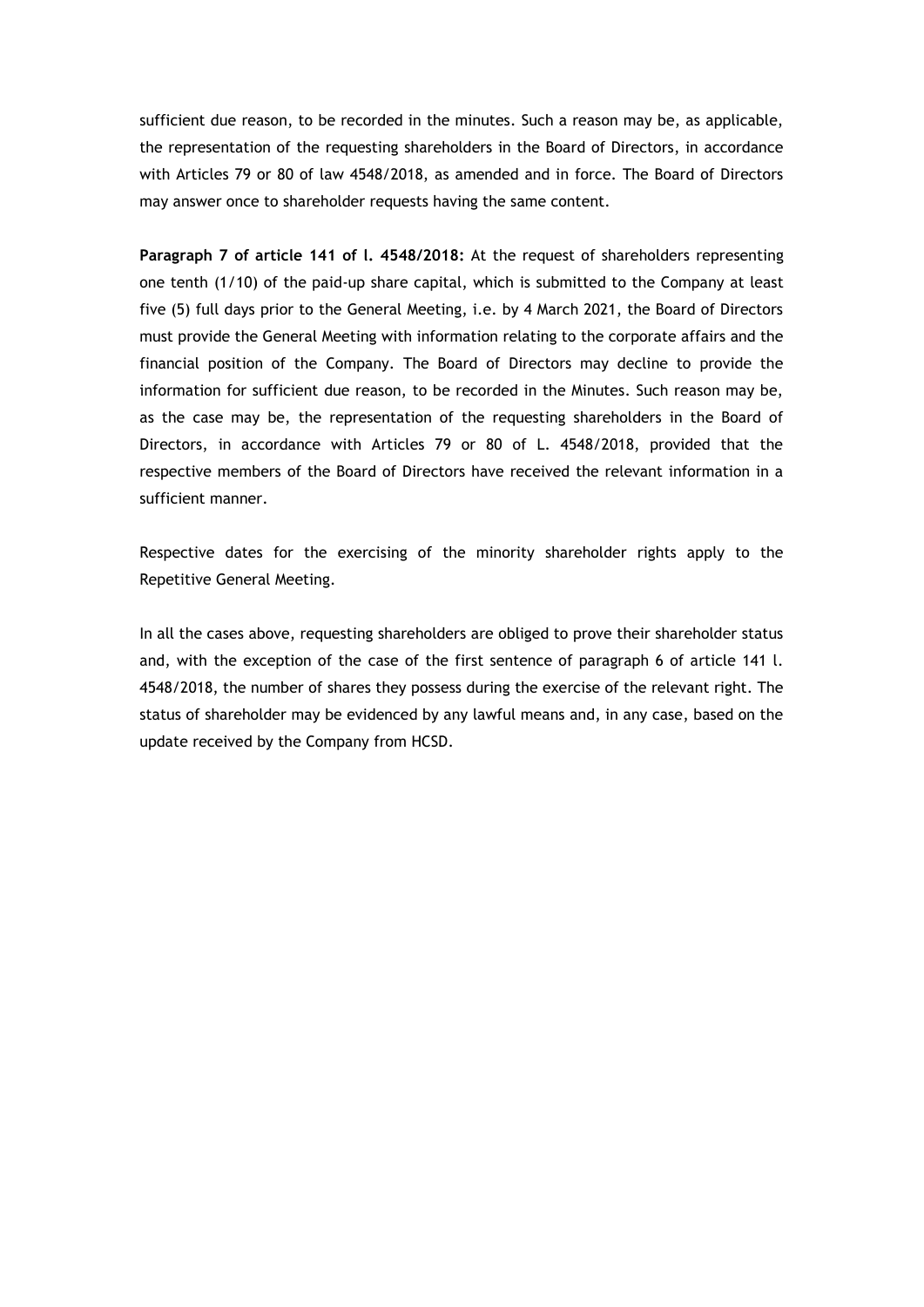sufficient due reason, to be recorded in the minutes. Such a reason may be, as applicable, the representation of the requesting shareholders in the Board of Directors, in accordance with Articles 79 or 80 of law 4548/2018, as amended and in force. The Board of Directors may answer once to shareholder requests having the same content.

**Paragraph 7 of article 141 of l. 4548/2018:** At the request of shareholders representing one tenth (1/10) of the paid-up share capital, which is submitted to the Company at least five (5) full days prior to the General Meeting, i.e. by 4 March 2021, the Board of Directors must provide the General Meeting with information relating to the corporate affairs and the financial position of the Company. The Board of Directors may decline to provide the information for sufficient due reason, to be recorded in the Minutes. Such reason may be, as the case may be, the representation of the requesting shareholders in the Board of Directors, in accordance with Articles 79 or 80 of L. 4548/2018, provided that the respective members of the Board of Directors have received the relevant information in a sufficient manner.

Respective dates for the exercising of the minority shareholder rights apply to the Repetitive General Meeting.

In all the cases above, requesting shareholders are obliged to prove their shareholder status and, with the exception of the case of the first sentence of paragraph 6 of article 141 l. 4548/2018, the number of shares they possess during the exercise of the relevant right. The status of shareholder may be evidenced by any lawful means and, in any case, based on the update received by the Company from HCSD.